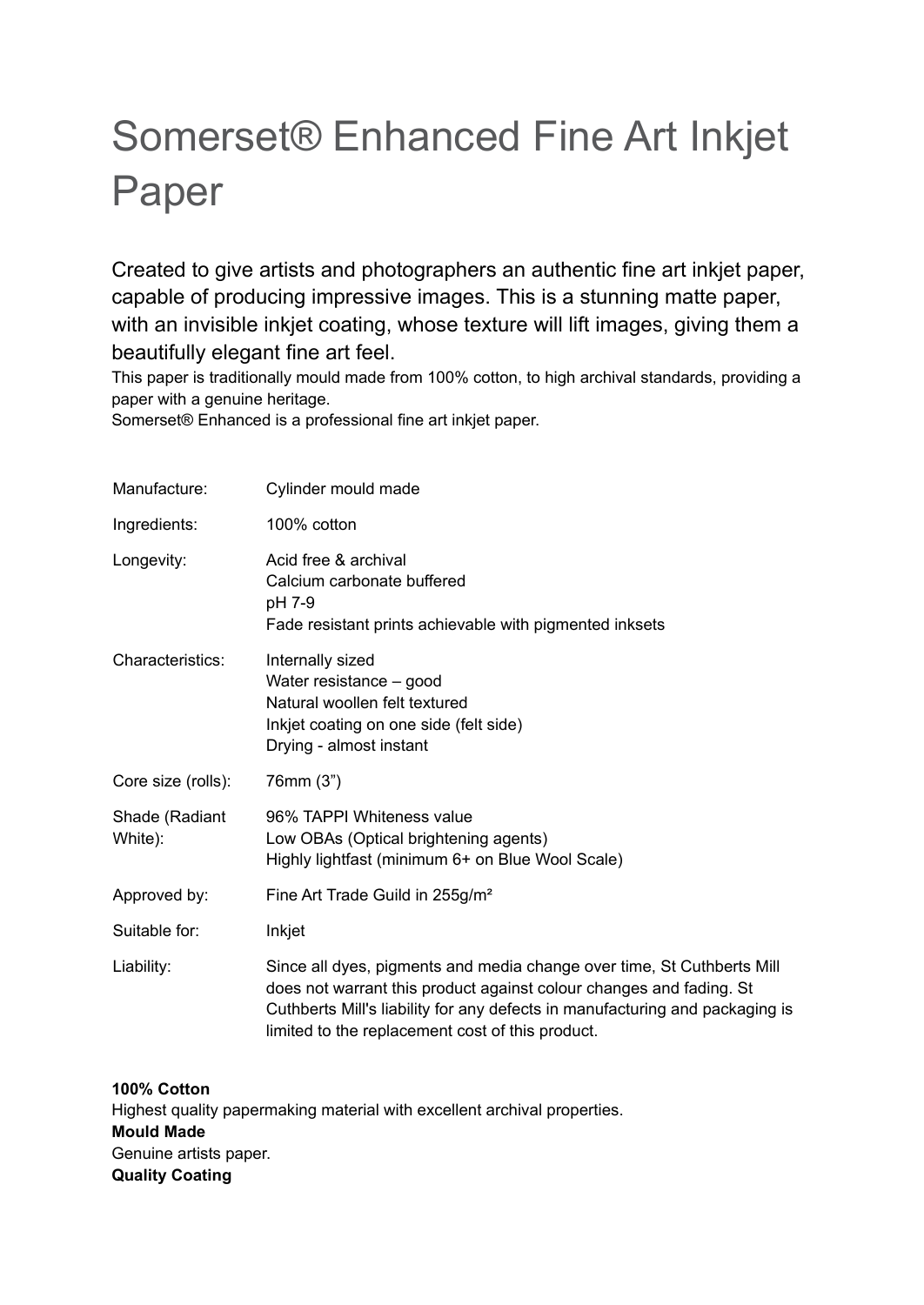# Somerset® Enhanced Fine Art Inkjet Paper

Created to give artists and photographers an authentic fine art inkjet paper, capable of producing impressive images. This is a stunning matte paper, with an invisible inkjet coating, whose texture will lift images, giving them a beautifully elegant fine art feel.

This paper is traditionally mould made from 100% cotton, to high archival standards, providing a paper with a genuine heritage.

Somerset® Enhanced is a professional fine art inkjet paper.

| | |
|---|---|
| Manufacture: | Cylinder mould made |
| Ingredients: | 100% cotton |
| Longevity: | Acid free & archival<br>Calcium carbonate buffered<br>pH 7-9<br>Fade resistant prints achievable with pigmented inksets |
| Characteristics: | Internally sized<br>Water resistance – good<br>Natural woollen felt textured<br>Inkjet coating on one side (felt side)<br>Drying - almost instant |
| Core size (rolls): | 76mm (3") |
| Shade (Radiant White): | 96% TAPPI Whiteness value<br>Low OBAs (Optical brightening agents)<br>Highly lightfast (minimum 6+ on Blue Wool Scale) |
| Approved by: | Fine Art Trade Guild in 255g/m² |
| Suitable for: | Inkjet |
| Liability: | Since all dyes, pigments and media change over time, St Cuthberts Mill does not warrant this product against colour changes and fading. St Cuthberts Mill's liability for any defects in manufacturing and packaging is limited to the replacement cost of this product. |

**100% Cotton**
Highest quality papermaking material with excellent archival properties.
**Mould Made**
Genuine artists paper.
**Quality Coating**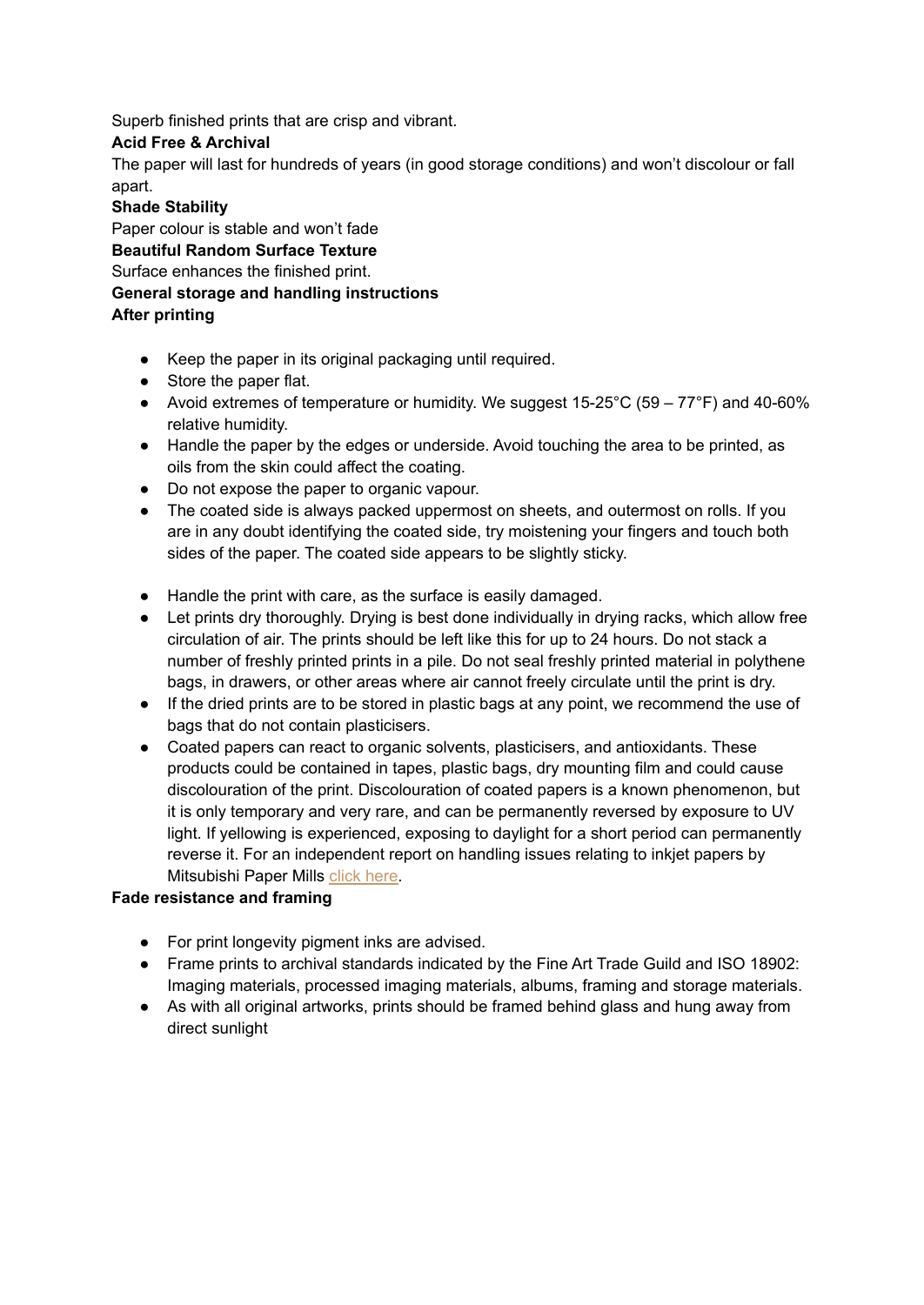Superb finished prints that are crisp and vibrant.

**Acid Free & Archival**

The paper will last for hundreds of years (in good storage conditions) and won't discolour or fall apart.

**Shade Stability**

Paper colour is stable and won't fade

**Beautiful Random Surface Texture**

Surface enhances the finished print.

**General storage and handling instructions**

**After printing**

- Keep the paper in its original packaging until required.
- Store the paper flat.
- Avoid extremes of temperature or humidity. We suggest 15-25°C (59 – 77°F) and 40-60% relative humidity.
- Handle the paper by the edges or underside. Avoid touching the area to be printed, as oils from the skin could affect the coating.
- Do not expose the paper to organic vapour.
- The coated side is always packed uppermost on sheets, and outermost on rolls. If you are in any doubt identifying the coated side, try moistening your fingers and touch both sides of the paper. The coated side appears to be slightly sticky.

- Handle the print with care, as the surface is easily damaged.
- Let prints dry thoroughly. Drying is best done individually in drying racks, which allow free circulation of air. The prints should be left like this for up to 24 hours. Do not stack a number of freshly printed prints in a pile. Do not seal freshly printed material in polythene bags, in drawers, or other areas where air cannot freely circulate until the print is dry.
- If the dried prints are to be stored in plastic bags at any point, we recommend the use of bags that do not contain plasticisers.
- Coated papers can react to organic solvents, plasticisers, and antioxidants. These products could be contained in tapes, plastic bags, dry mounting film and could cause discolouration of the print. Discolouration of coated papers is a known phenomenon, but it is only temporary and very rare, and can be permanently reversed by exposure to UV light. If yellowing is experienced, exposing to daylight for a short period can permanently reverse it. For an independent report on handling issues relating to inkjet papers by Mitsubishi Paper Mills click here.

**Fade resistance and framing**

- For print longevity pigment inks are advised.
- Frame prints to archival standards indicated by the Fine Art Trade Guild and ISO 18902: Imaging materials, processed imaging materials, albums, framing and storage materials.
- As with all original artworks, prints should be framed behind glass and hung away from direct sunlight